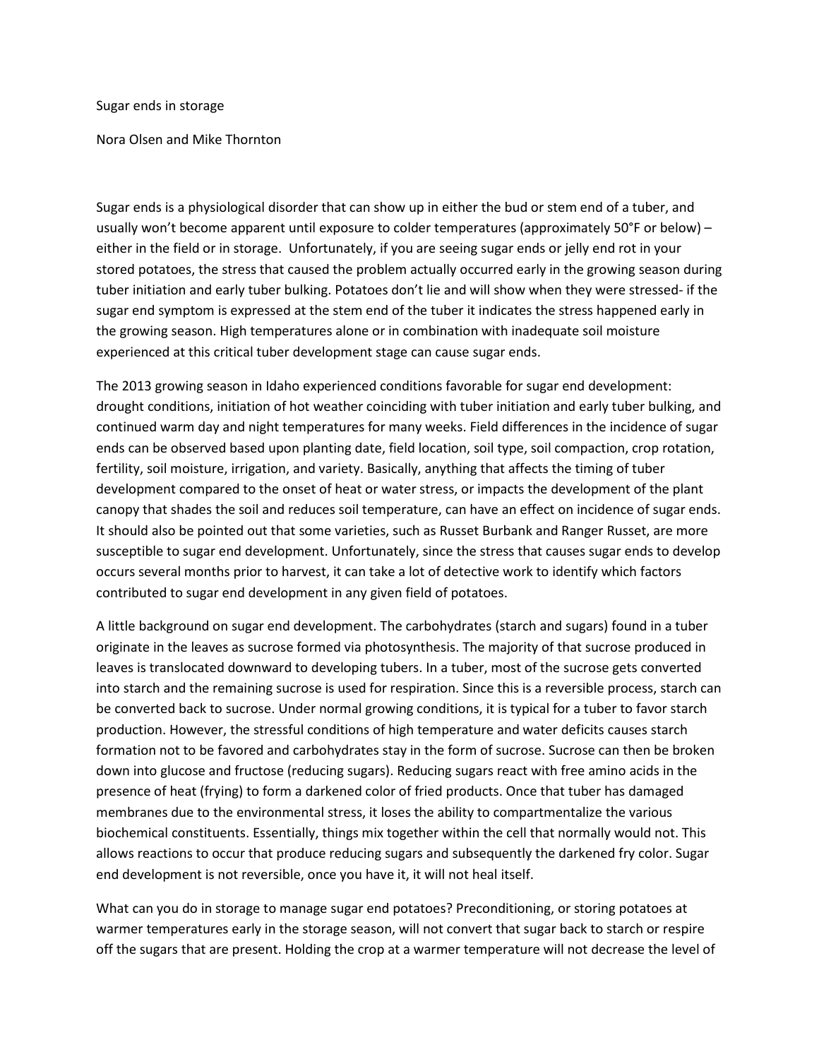# Sugar ends in storage

Nora Olsen and Mike Thornton

Sugar ends is a physiological disorder that can show up in either the bud or stem end of a tuber, and usually won't become apparent until exposure to colder temperatures (approximately 50°F or below) – either in the field or in storage. Unfortunately, if you are seeing sugar ends or jelly end rot in your stored potatoes, the stress that caused the problem actually occurred early in the growing season during tuber initiation and early tuber bulking. Potatoes don't lie and will show when they were stressed- if the sugar end symptom is expressed at the stem end of the tuber it indicates the stress happened early in the growing season. High temperatures alone or in combination with inadequate soil moisture experienced at this critical tuber development stage can cause sugar ends.

The 2013 growing season in Idaho experienced conditions favorable for sugar end development: drought conditions, initiation of hot weather coinciding with tuber initiation and early tuber bulking, and continued warm day and night temperatures for many weeks. Field differences in the incidence of sugar ends can be observed based upon planting date, field location, soil type, soil compaction, crop rotation, fertility, soil moisture, irrigation, and variety. Basically, anything that affects the timing of tuber development compared to the onset of heat or water stress, or impacts the development of the plant canopy that shades the soil and reduces soil temperature, can have an effect on incidence of sugar ends. It should also be pointed out that some varieties, such as Russet Burbank and Ranger Russet, are more susceptible to sugar end development. Unfortunately, since the stress that causes sugar ends to develop occurs several months prior to harvest, it can take a lot of detective work to identify which factors contributed to sugar end development in any given field of potatoes.

A little background on sugar end development. The carbohydrates (starch and sugars) found in a tuber originate in the leaves as sucrose formed via photosynthesis. The majority of that sucrose produced in leaves is translocated downward to developing tubers. In a tuber, most of the sucrose gets converted into starch and the remaining sucrose is used for respiration. Since this is a reversible process, starch can be converted back to sucrose. Under normal growing conditions, it is typical for a tuber to favor starch production. However, the stressful conditions of high temperature and water deficits causes starch formation not to be favored and carbohydrates stay in the form of sucrose. Sucrose can then be broken down into glucose and fructose (reducing sugars). Reducing sugars react with free amino acids in the presence of heat (frying) to form a darkened color of fried products. Once that tuber has damaged membranes due to the environmental stress, it loses the ability to compartmentalize the various biochemical constituents. Essentially, things mix together within the cell that normally would not. This allows reactions to occur that produce reducing sugars and subsequently the darkened fry color. Sugar end development is not reversible, once you have it, it will not heal itself.

What can you do in storage to manage sugar end potatoes? Preconditioning, or storing potatoes at warmer temperatures early in the storage season, will not convert that sugar back to starch or respire off the sugars that are present. Holding the crop at a warmer temperature will not decrease the level of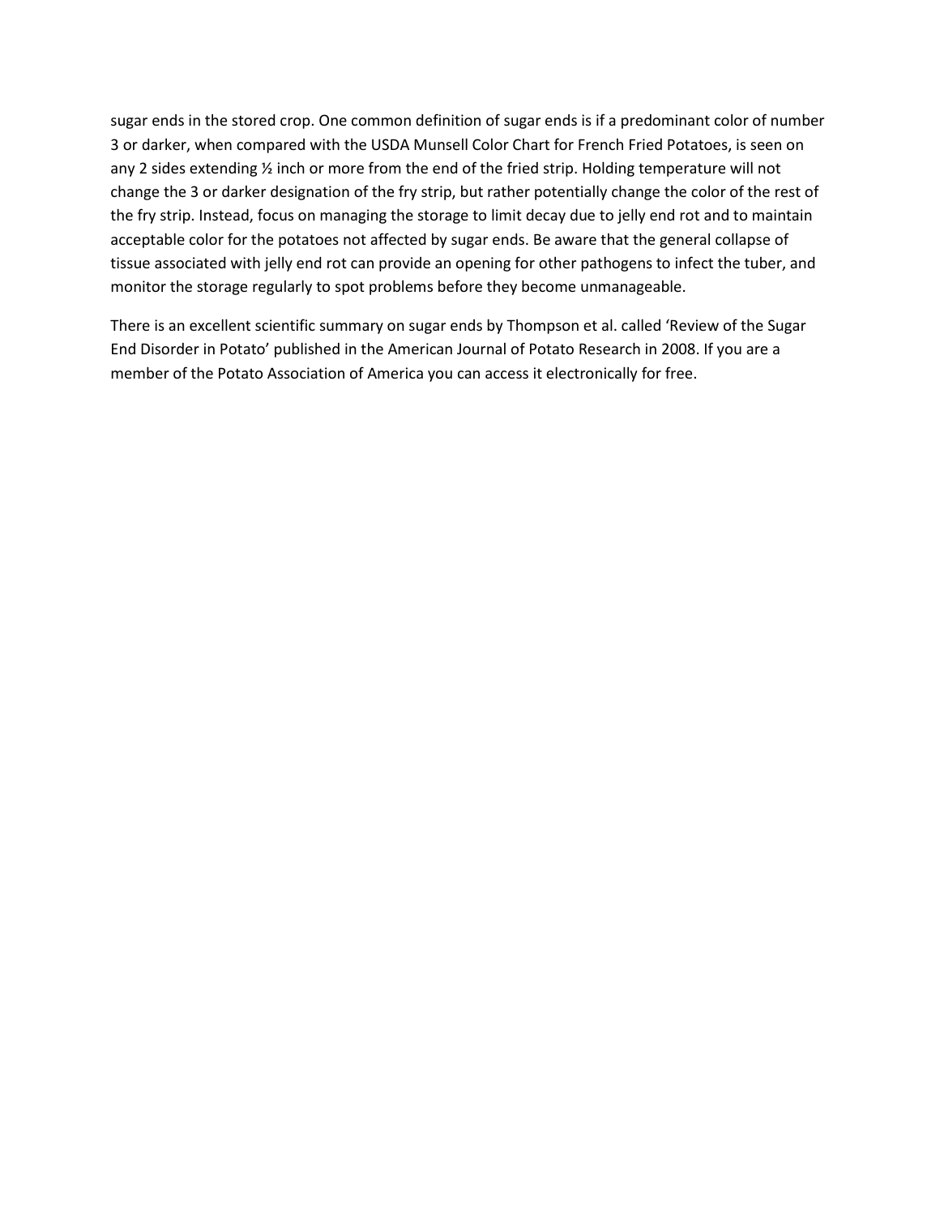sugar ends in the stored crop. One common definition of sugar ends is if a predominant color of number 3 or darker, when compared with the USDA Munsell Color Chart for French Fried Potatoes, is seen on any 2 sides extending ½ inch or more from the end of the fried strip. Holding temperature will not change the 3 or darker designation of the fry strip, but rather potentially change the color of the rest of the fry strip. Instead, focus on managing the storage to limit decay due to jelly end rot and to maintain acceptable color for the potatoes not affected by sugar ends. Be aware that the general collapse of tissue associated with jelly end rot can provide an opening for other pathogens to infect the tuber, and monitor the storage regularly to spot problems before they become unmanageable.

There is an excellent scientific summary on sugar ends by Thompson et al. called 'Review of the Sugar End Disorder in Potato' published in the American Journal of Potato Research in 2008. If you are a member of the Potato Association of America you can access it electronically for free.